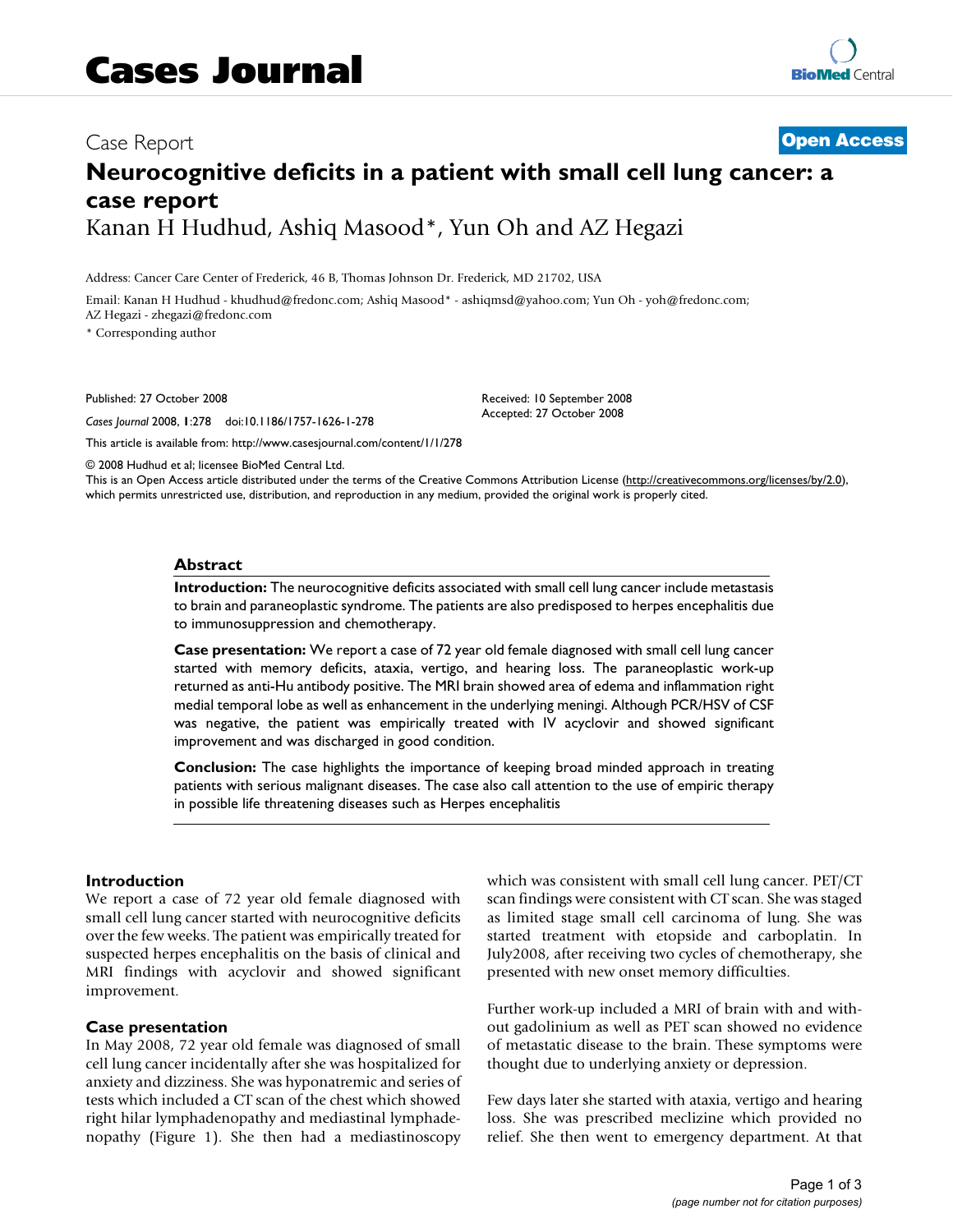# Cases Journal

Case Report

**Open Access**

# Neurocognitive deficits in a patient with small cell lung cancer: a case report

Kanan H Hudhud, Ashiq Masood*, Yun Oh and AZ Hegazi

Address: Cancer Care Center of Frederick, 46 B, Thomas Johnson Dr. Frederick, MD 21702, USA

Email: Kanan H Hudhud - khudhud@fredonc.com; Ashiq Masood* - ashiqmsd@yahoo.com; Yun Oh - yoh@fredonc.com; AZ Hegazi - zhegazi@fredonc.com

* Corresponding author

Published: 27 October 2008

*Cases Journal* 2008, **1**:278 doi:10.1186/1757-1626-1-278

Received: 10 September 2008
Accepted: 27 October 2008

This article is available from: http://www.casesjournal.com/content/1/1/278

© 2008 Hudhud et al; licensee BioMed Central Ltd.
This is an Open Access article distributed under the terms of the Creative Commons Attribution License (http://creativecommons.org/licenses/by/2.0), which permits unrestricted use, distribution, and reproduction in any medium, provided the original work is properly cited.

## Abstract

**Introduction:** The neurocognitive deficits associated with small cell lung cancer include metastasis to brain and paraneoplastic syndrome. The patients are also predisposed to herpes encephalitis due to immunosuppression and chemotherapy.

**Case presentation:** We report a case of 72 year old female diagnosed with small cell lung cancer started with memory deficits, ataxia, vertigo, and hearing loss. The paraneoplastic work-up returned as anti-Hu antibody positive. The MRI brain showed area of edema and inflammation right medial temporal lobe as well as enhancement in the underlying meningi. Although PCR/HSV of CSF was negative, the patient was empirically treated with IV acyclovir and showed significant improvement and was discharged in good condition.

**Conclusion:** The case highlights the importance of keeping broad minded approach in treating patients with serious malignant diseases. The case also call attention to the use of empiric therapy in possible life threatening diseases such as Herpes encephalitis

## Introduction

We report a case of 72 year old female diagnosed with small cell lung cancer started with neurocognitive deficits over the few weeks. The patient was empirically treated for suspected herpes encephalitis on the basis of clinical and MRI findings with acyclovir and showed significant improvement.

## Case presentation

In May 2008, 72 year old female was diagnosed of small cell lung cancer incidentally after she was hospitalized for anxiety and dizziness. She was hyponatremic and series of tests which included a CT scan of the chest which showed right hilar lymphadenopathy and mediastinal lymphadenopathy (Figure 1). She then had a mediastinoscopy which was consistent with small cell lung cancer. PET/CT scan findings were consistent with CT scan. She was staged as limited stage small cell carcinoma of lung. She was started treatment with etopside and carboplatin. In July2008, after receiving two cycles of chemotherapy, she presented with new onset memory difficulties.

Further work-up included a MRI of brain with and without gadolinium as well as PET scan showed no evidence of metastatic disease to the brain. These symptoms were thought due to underlying anxiety or depression.

Few days later she started with ataxia, vertigo and hearing loss. She was prescribed meclizine which provided no relief. She then went to emergency department. At that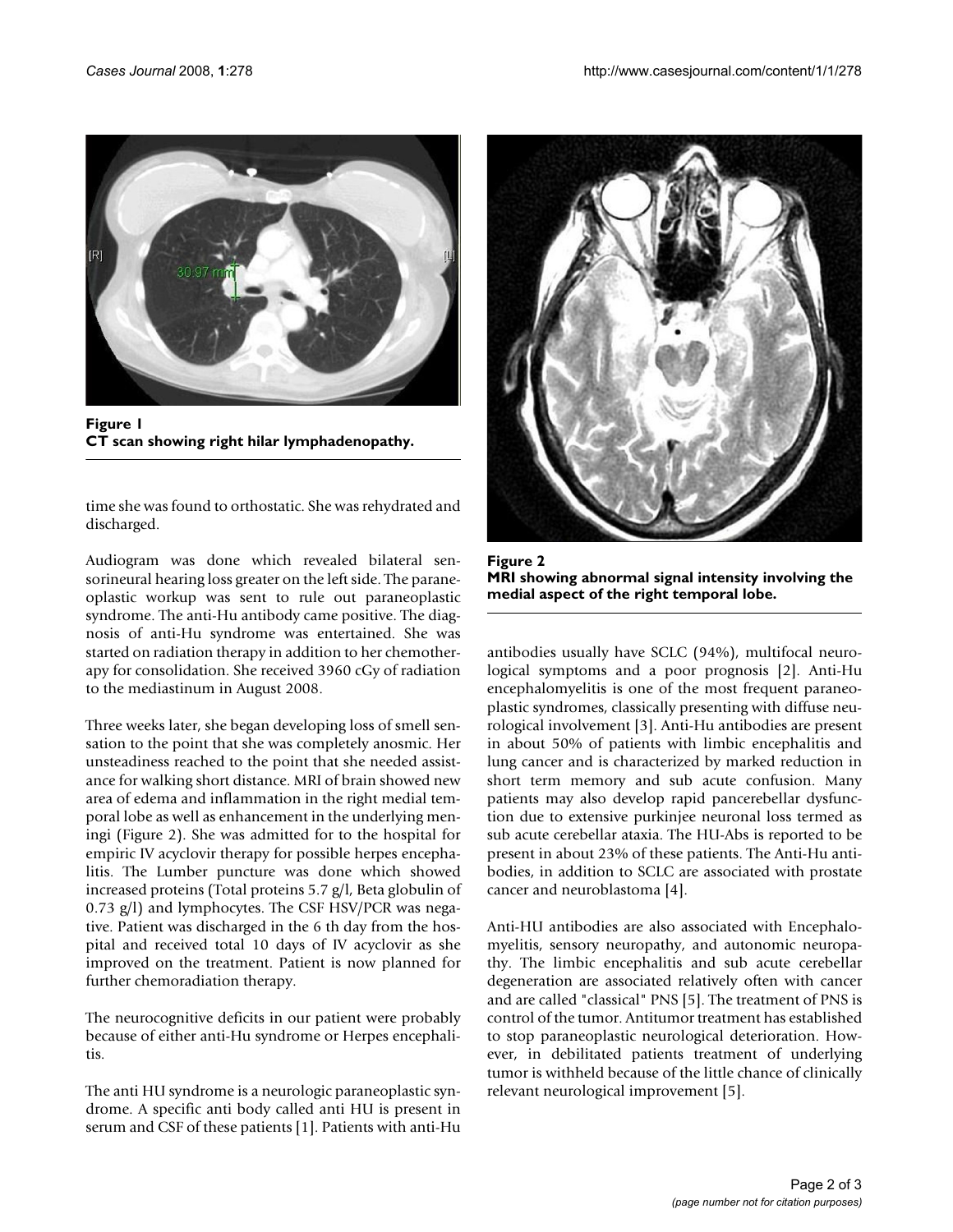**Figure 1**
**CT scan showing right hilar lymphadenopathy.**

time she was found to orthostatic. She was rehydrated and discharged.

Audiogram was done which revealed bilateral sensorineural hearing loss greater on the left side. The paraneoplastic workup was sent to rule out paraneoplastic syndrome. The anti-Hu antibody came positive. The diagnosis of anti-Hu syndrome was entertained. She was started on radiation therapy in addition to her chemotherapy for consolidation. She received 3960 cGy of radiation to the mediastinum in August 2008.

Three weeks later, she began developing loss of smell sensation to the point that she was completely anosmic. Her unsteadiness reached to the point that she needed assistance for walking short distance. MRI of brain showed new area of edema and inflammation in the right medial temporal lobe as well as enhancement in the underlying meningi (Figure 2). She was admitted for to the hospital for empiric IV acyclovir therapy for possible herpes encephalitis. The Lumber puncture was done which showed increased proteins (Total proteins 5.7 g/l, Beta globulin of 0.73 g/l) and lymphocytes. The CSF HSV/PCR was negative. Patient was discharged in the 6 th day from the hospital and received total 10 days of IV acyclovir as she improved on the treatment. Patient is now planned for further chemoradiation therapy.

The neurocognitive deficits in our patient were probably because of either anti-Hu syndrome or Herpes encephalitis.

The anti HU syndrome is a neurologic paraneoplastic syndrome. A specific anti body called anti HU is present in serum and CSF of these patients [1]. Patients with anti-Hu antibodies usually have SCLC (94%), multifocal neurological symptoms and a poor prognosis [2]. Anti-Hu encephalomyelitis is one of the most frequent paraneoplastic syndromes, classically presenting with diffuse neurological involvement [3]. Anti-Hu antibodies are present in about 50% of patients with limbic encephalitis and lung cancer and is characterized by marked reduction in short term memory and sub acute confusion. Many patients may also develop rapid pancerebellar dysfunction due to extensive purkinjee neuronal loss termed as sub acute cerebellar ataxia. The HU-Abs is reported to be present in about 23% of these patients. The Anti-Hu antibodies, in addition to SCLC are associated with prostate cancer and neuroblastoma [4].

**Figure 2**
**MRI showing abnormal signal intensity involving the medial aspect of the right temporal lobe.**

Anti-HU antibodies are also associated with Encephalomyelitis, sensory neuropathy, and autonomic neuropathy. The limbic encephalitis and sub acute cerebellar degeneration are associated relatively often with cancer and are called "classical" PNS [5]. The treatment of PNS is control of the tumor. Antitumor treatment has established to stop paraneoplastic neurological deterioration. However, in debilitated patients treatment of underlying tumor is withheld because of the little chance of clinically relevant neurological improvement [5].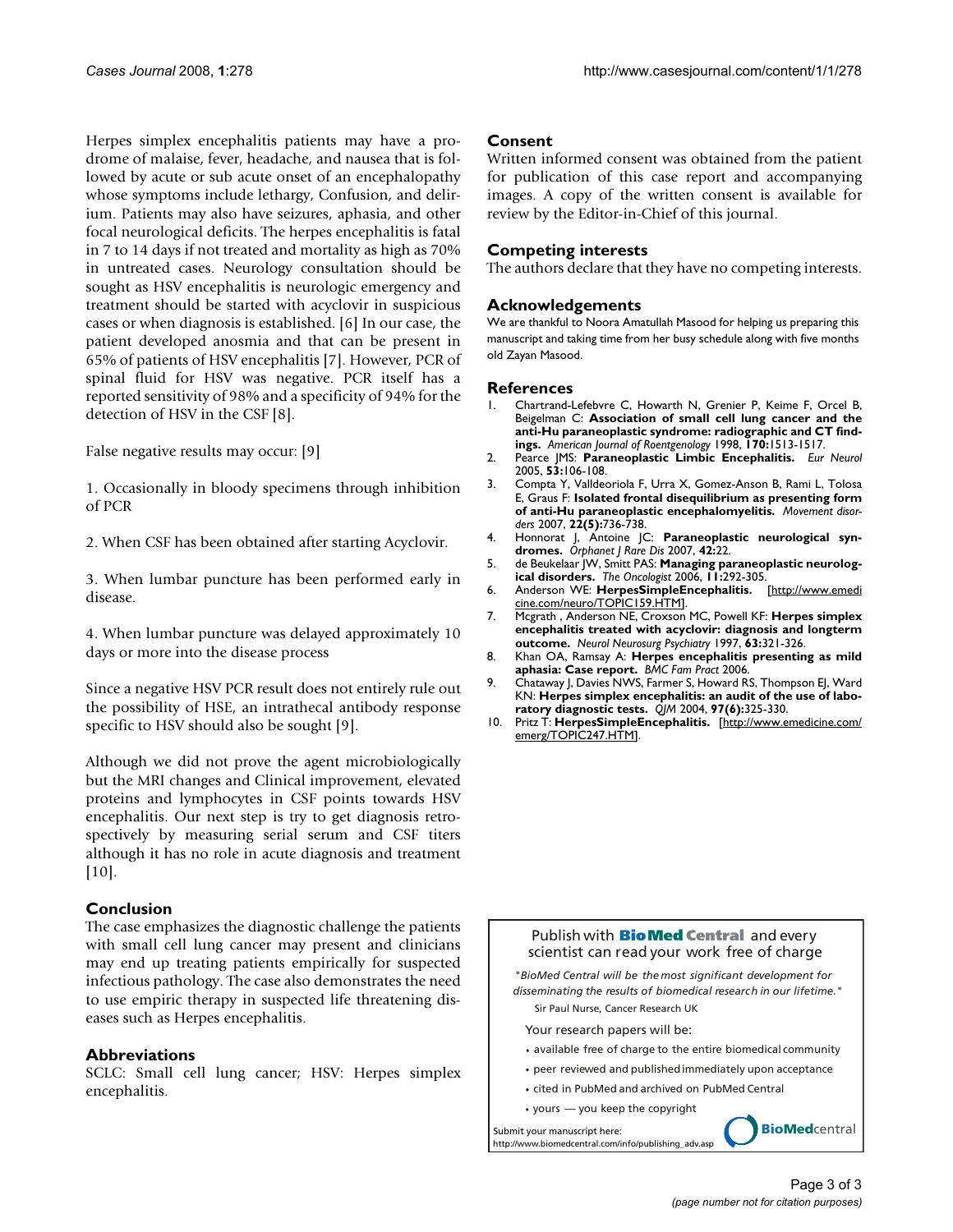Herpes simplex encephalitis patients may have a prodrome of malaise, fever, headache, and nausea that is followed by acute or sub acute onset of an encephalopathy whose symptoms include lethargy, Confusion, and delirium. Patients may also have seizures, aphasia, and other focal neurological deficits. The herpes encephalitis is fatal in 7 to 14 days if not treated and mortality as high as 70% in untreated cases. Neurology consultation should be sought as HSV encephalitis is neurologic emergency and treatment should be started with acyclovir in suspicious cases or when diagnosis is established. [6] In our case, the patient developed anosmia and that can be present in 65% of patients of HSV encephalitis [7]. However, PCR of spinal fluid for HSV was negative. PCR itself has a reported sensitivity of 98% and a specificity of 94% for the detection of HSV in the CSF [8].

False negative results may occur: [9]

1. Occasionally in bloody specimens through inhibition of PCR

2. When CSF has been obtained after starting Acyclovir.

3. When lumbar puncture has been performed early in disease.

4. When lumbar puncture was delayed approximately 10 days or more into the disease process

Since a negative HSV PCR result does not entirely rule out the possibility of HSE, an intrathecal antibody response specific to HSV should also be sought [9].

Although we did not prove the agent microbiologically but the MRI changes and Clinical improvement, elevated proteins and lymphocytes in CSF points towards HSV encephalitis. Our next step is try to get diagnosis retrospectively by measuring serial serum and CSF titers although it has no role in acute diagnosis and treatment [10].

## Conclusion

The case emphasizes the diagnostic challenge the patients with small cell lung cancer may present and clinicians may end up treating patients empirically for suspected infectious pathology. The case also demonstrates the need to use empiric therapy in suspected life threatening diseases such as Herpes encephalitis.

## Abbreviations

SCLC: Small cell lung cancer; HSV: Herpes simplex encephalitis.

## Consent

Written informed consent was obtained from the patient for publication of this case report and accompanying images. A copy of the written consent is available for review by the Editor-in-Chief of this journal.

## Competing interests

The authors declare that they have no competing interests.

## Acknowledgements

We are thankful to Noora Amatullah Masood for helping us preparing this manuscript and taking time from her busy schedule along with five months old Zayan Masood.

## References

1. Chartrand-Lefebvre C, Howarth N, Grenier P, Keime F, Orcel B, Beigelman C: **Association of small cell lung cancer and the anti-Hu paraneoplastic syndrome: radiographic and CT findings.** *American Journal of Roentgenology* 1998, **170:**1513-1517.
2. Pearce JMS: **Paraneoplastic Limbic Encephalitis.** *Eur Neurol* 2005, **53:**106-108.
3. Compta Y, Valldeoriola F, Urra X, Gomez-Anson B, Rami L, Tolosa E, Graus F: **Isolated frontal disequilibrium as presenting form of anti-Hu paraneoplastic encephalomyelitis.** *Movement disorders* 2007, **22(5):**736-738.
4. Honnorat J, Antoine JC: **Paraneoplastic neurological syndromes.** *Orphanet J Rare Dis* 2007, **42:**22.
5. de Beukelaar JW, Smitt PAS: **Managing paraneoplastic neurological disorders.** *The Oncologist* 2006, **11:**292-305.
6. Anderson WE: **HerpesSimpleEncephalitis.** [http://www.emedicine.com/neuro/TOPIC159.HTM].
7. Mcgrath , Anderson NE, Croxson MC, Powell KF: **Herpes simplex encephalitis treated with acyclovir: diagnosis and longterm outcome.** *Neurol Neurosurg Psychiatry* 1997, **63:**321-326.
8. Khan OA, Ramsay A: **Herpes encephalitis presenting as mild aphasia: Case report.** *BMC Fam Pract* 2006.
9. Chataway J, Davies NWS, Farmer S, Howard RS, Thompson EJ, Ward KN: **Herpes simplex encephalitis: an audit of the use of laboratory diagnostic tests.** *QJM* 2004, **97(6):**325-330.
10. Pritz T: **HerpesSimpleEncephalitis.** [http://www.emedicine.com/emerg/TOPIC247.HTM].

Publish with **BioMed Central** and every scientist can read your work free of charge

*"BioMed Central will be the most significant development for disseminating the results of biomedical research in our lifetime."*
Sir Paul Nurse, Cancer Research UK

Your research papers will be:

- available free of charge to the entire biomedical community
- peer reviewed and published immediately upon acceptance
- cited in PubMed and archived on PubMed Central
- yours — you keep the copyright

Submit your manuscript here:
http://www.biomedcentral.com/info/publishing_adv.asp

BioMedcentral